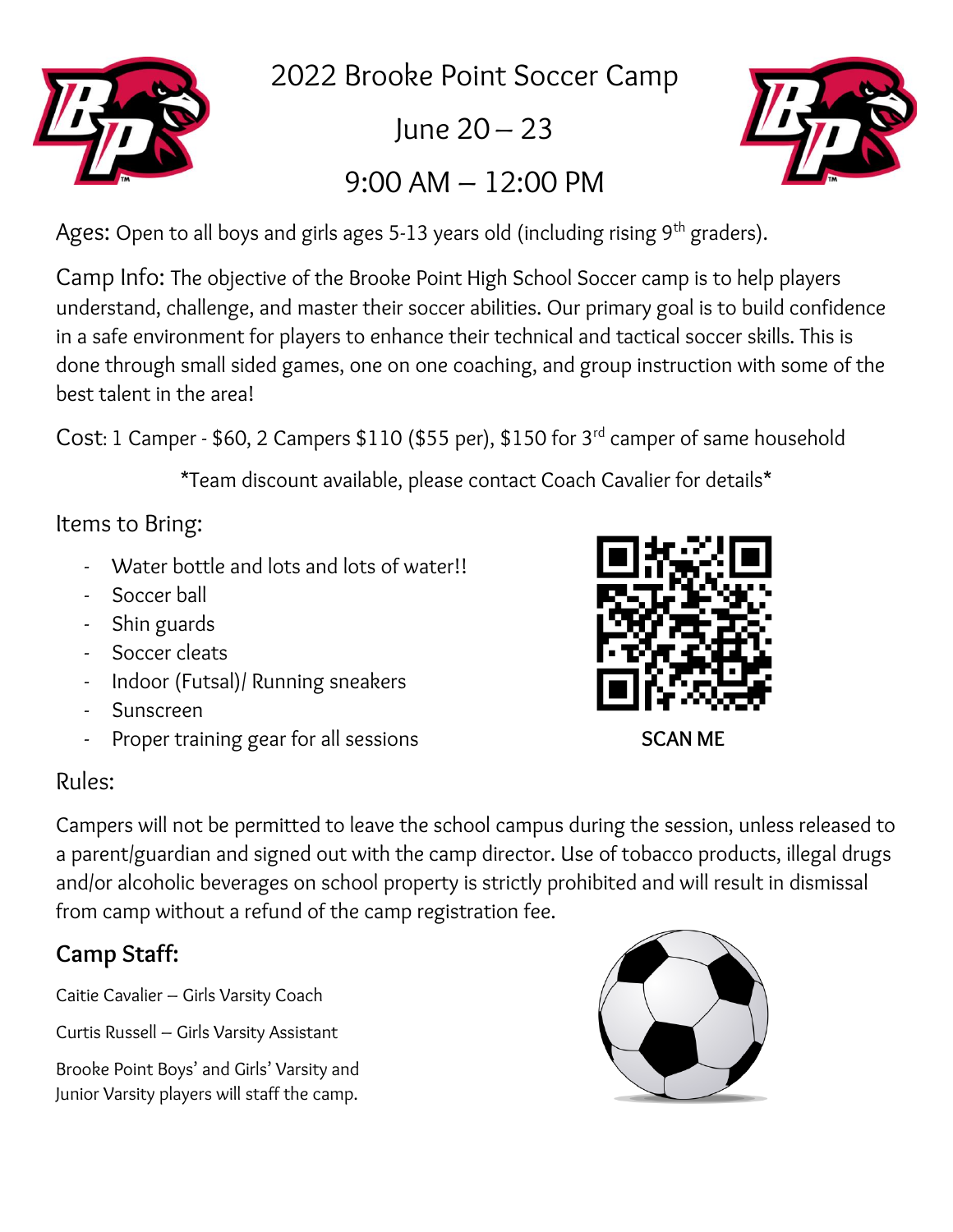# 2022 Brooke Point Soccer Camp

## June 20 – 23

## 9:00 AM – 12:00 PM

Ages: Open to all boys and girls ages 5-13 years old (including rising 9th graders).

Camp Info: The objective of the Brooke Point High School Soccer camp is to help players understand, challenge, and master their soccer abilities. Our primary goal is to build confidence in a safe environment for players to enhance their technical and tactical soccer skills. This is done through small sided games, one on one coaching, and group instruction with some of the best talent in the area!

Cost: 1 Camper - $60, 2 Campers $110 ($55 per), $150 for 3rd camper of same household

*Team discount available, please contact Coach Cavalier for details*

Items to Bring:

- Water bottle and lots and lots of water!!
- Soccer ball
- Shin guards
- Soccer cleats
- Indoor (Futsal)/ Running sneakers
- Sunscreen
- Proper training gear for all sessions

SCAN ME

Rules:

Campers will not be permitted to leave the school campus during the session, unless released to a parent/guardian and signed out with the camp director. Use of tobacco products, illegal drugs and/or alcoholic beverages on school property is strictly prohibited and will result in dismissal from camp without a refund of the camp registration fee.

## Camp Staff:

Caitie Cavalier – Girls Varsity Coach

Curtis Russell – Girls Varsity Assistant

Brooke Point Boys' and Girls' Varsity and Junior Varsity players will staff the camp.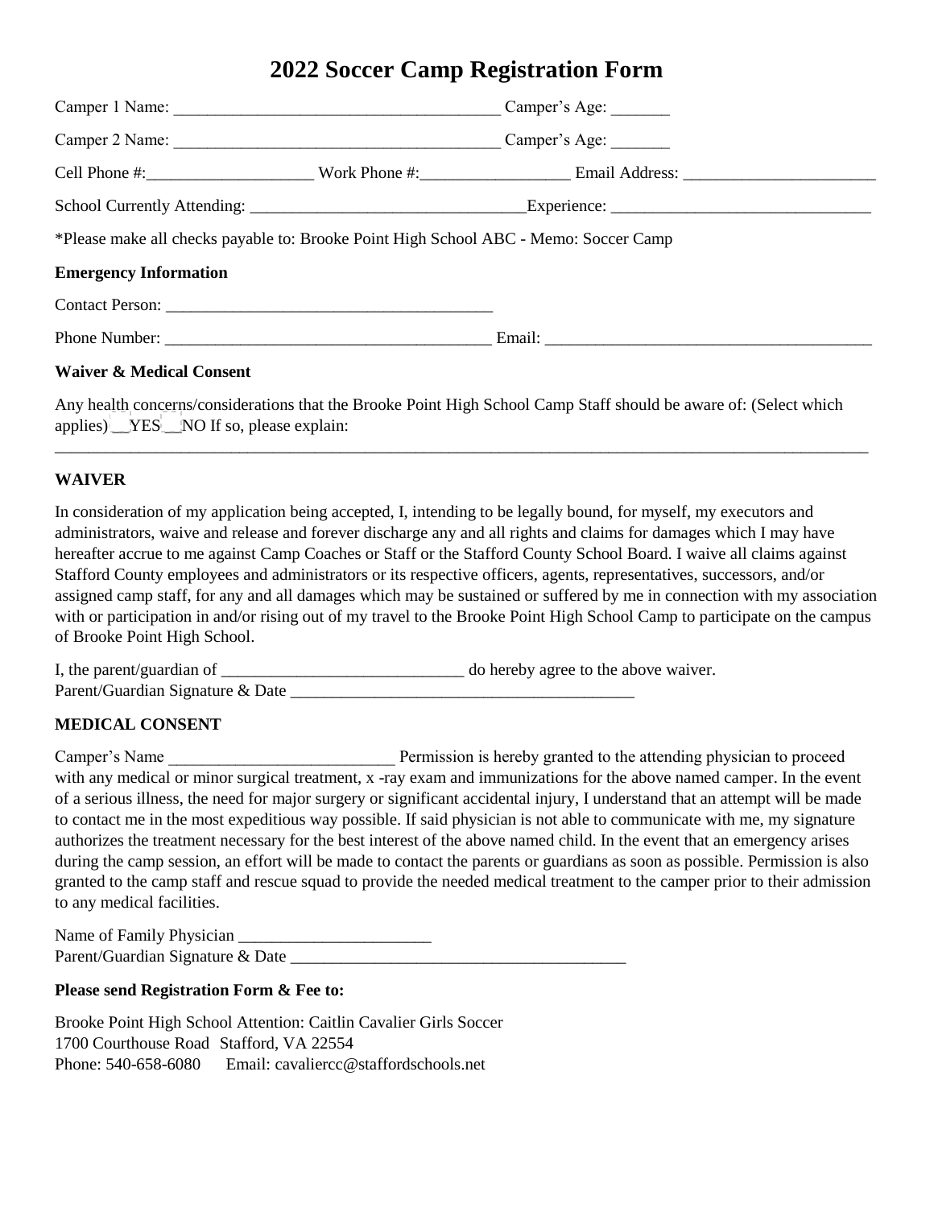# 2022 Soccer Camp Registration Form

Camper 1 Name: _______________________________________ Camper's Age: _______

Camper 2 Name: _______________________________________ Camper's Age: _______

Cell Phone #:____________________ Work Phone #:__________________ Email Address: _______________________

School Currently Attending: _________________________________Experience: ______________________________

*Please make all checks payable to: Brooke Point High School ABC - Memo: Soccer Camp

**Emergency Information**

Contact Person: _______________________________________

Phone Number: _______________________________________ Email: _______________________________________

**Waiver & Medical Consent**

Any health concerns/considerations that the Brooke Point High School Camp Staff should be aware of: (Select which applies) __YES __NO If so, please explain:

_____________________________________________________________________________________________________

**WAIVER**

In consideration of my application being accepted, I, intending to be legally bound, for myself, my executors and administrators, waive and release and forever discharge any and all rights and claims for damages which I may have hereafter accrue to me against Camp Coaches or Staff or the Stafford County School Board. I waive all claims against Stafford County employees and administrators or its respective officers, agents, representatives, successors, and/or assigned camp staff, for any and all damages which may be sustained or suffered by me in connection with my association with or participation in and/or rising out of my travel to the Brooke Point High School Camp to participate on the campus of Brooke Point High School.

I, the parent/guardian of _____________________________ do hereby agree to the above waiver.
Parent/Guardian Signature & Date __________________________________________

**MEDICAL CONSENT**

Camper's Name ___________________________ Permission is hereby granted to the attending physician to proceed with any medical or minor surgical treatment, x -ray exam and immunizations for the above named camper. In the event of a serious illness, the need for major surgery or significant accidental injury, I understand that an attempt will be made to contact me in the most expeditious way possible. If said physician is not able to communicate with me, my signature authorizes the treatment necessary for the best interest of the above named child. In the event that an emergency arises during the camp session, an effort will be made to contact the parents or guardians as soon as possible. Permission is also granted to the camp staff and rescue squad to provide the needed medical treatment to the camper prior to their admission to any medical facilities.

Name of Family Physician _______________________
Parent/Guardian Signature & Date _________________________________________

**Please send Registration Form & Fee to:**

Brooke Point High School Attention: Caitlin Cavalier Girls Soccer
1700 Courthouse Road Stafford, VA 22554
Phone: 540-658-6080 Email: cavaliercc@staffordschools.net